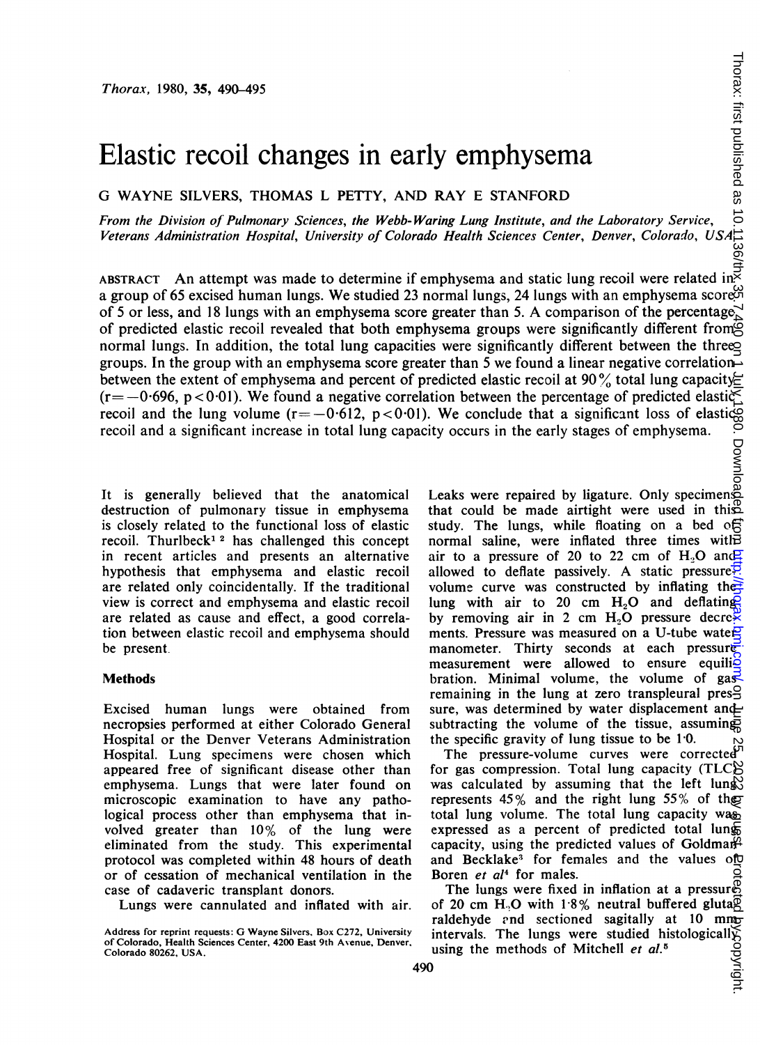# Elastic recoil changes in early emphysema

G WAYNE SILVERS, THOMAS L PETTY, AND RAY E STANFORD

*From the Division of Pulmonary Sciences, the Webb-Waring Lung Institute, and the Laboratory Service, Veterans Administration Hospital, University of Colorado Health Sciences Center, Denver, Colorado, USA*

ABSTRACT An attempt was made to determine if emphysema and static lung recoil were related in a group of 65 excised human lungs. We studied 23 normal lungs, 24 lungs with an emphysema score of 5 or less, and 18 lungs with an emphysema score greater than 5. A comparison of the percentage of predicted elastic recoil revealed that both emphysema groups were significantly different from normal lungs. In addition, the total lung capacities were significantly different between the three groups. In the group with an emphysema score greater than 5 we found a linear negative correlation between the extent of emphysema and percent of predicted elastic recoil at 90% total lung capacity ($r=-0.696$, $p<0.01$). We found a negative correlation between the percentage of predicted elastic recoil and the lung volume ($r=-0.612$, $p<0.01$). We conclude that a significant loss of elastic recoil and a significant increase in total lung capacity occurs in the early stages of emphysema.

It is generally believed that the anatomical destruction of pulmonary tissue in emphysema is closely related to the functional loss of elastic recoil. Thurlbeck[1 2] has challenged this concept in recent articles and presents an alternative hypothesis that emphysema and elastic recoil are related only coincidentally. If the traditional view is correct and emphysema and elastic recoil are related as cause and effect, a good correlation between elastic recoil and emphysema should be present.

## Methods

Excised human lungs were obtained from necropsies performed at either Colorado General Hospital or the Denver Veterans Administration Hospital. Lung specimens were chosen which appeared free of significant disease other than emphysema. Lungs that were later found on microscopic examination to have any pathological process other than emphysema that involved greater than 10% of the lung were eliminated from the study. This experimental protocol was completed within 48 hours of death or of cessation of mechanical ventilation in the case of cadaveric transplant donors.

Lungs were cannulated and inflated with air. Leaks were repaired by ligature. Only specimens that could be made airtight were used in this study. The lungs, while floating on a bed of normal saline, were inflated three times with air to a pressure of 20 to 22 cm of $H_2O$ and allowed to deflate passively. A static pressure-volume curve was constructed by inflating the lung with air to 20 cm $H_2O$ and deflating by removing air in 2 cm $H_2O$ pressure decrements. Pressure was measured on a U-tube water manometer. Thirty seconds at each pressure measurement were allowed to ensure equilibration. Minimal volume, the volume of gas remaining in the lung at zero transpleural pressure, was determined by water displacement and subtracting the volume of the tissue, assuming the specific gravity of lung tissue to be 1·0.

The pressure-volume curves were corrected for gas compression. Total lung capacity (TLC) was calculated by assuming that the left lung represents 45% and the right lung 55% of the total lung volume. The total lung capacity was expressed as a percent of predicted total lung capacity, using the predicted values of Goldman and Becklake[3] for females and the values of Boren *et al*[4] for males.

The lungs were fixed in inflation at a pressure of 20 cm $H_2O$ with 1·8% neutral buffered glutaraldehyde and sectioned sagitally at 10 mm intervals. The lungs were studied histologically using the methods of Mitchell *et al.*[5]

Address for reprint requests: G Wayne Silvers, Box C272, University of Colorado, Health Sciences Center, 4200 East 9th Avenue, Denver, Colorado 80262, USA.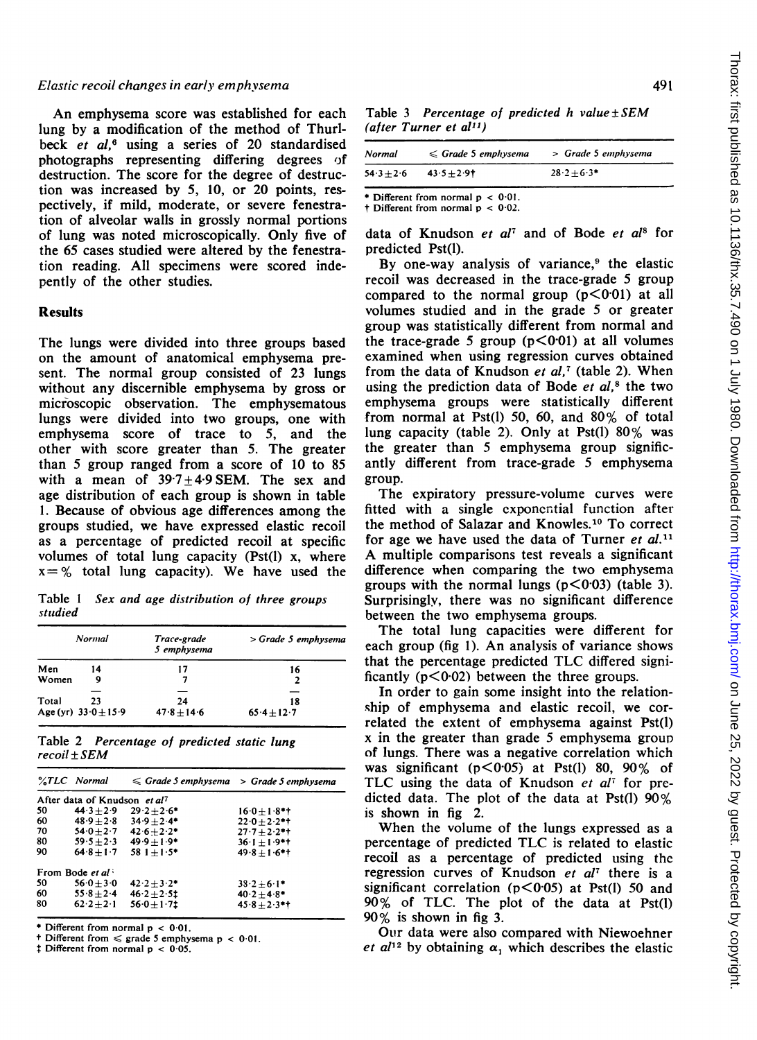An emphysema score was established for each lung by a modification of the method of Thurlbeck *et al*,[6] using a series of 20 standardised photographs representing differing degrees of destruction. The score for the degree of destruction was increased by 5, 10, or 20 points, respectively, if mild, moderate, or severe fenestration of alveolar walls in grossly normal portions of lung was noted microscopically. Only five of the 65 cases studied were altered by the fenestration reading. All specimens were scored indepently of the other studies.

## Results

The lungs were divided into three groups based on the amount of anatomical emphysema present. The normal group consisted of 23 lungs without any discernible emphysema by gross or microscopic observation. The emphysematous lungs were divided into two groups, one with emphysema score of trace to 5, and the other with score greater than 5. The greater than 5 group ranged from a score of 10 to 85 with a mean of 39·7±4·9 SEM. The sex and age distribution of each group is shown in table 1. Because of obvious age differences among the groups studied, we have expressed elastic recoil as a percentage of predicted recoil at specific volumes of total lung capacity (Pst(l) x, where x = % total lung capacity). We have used the data of Knudson *et al*[7] and of Bode *et al*[8] for predicted Pst(l).

Table 1 *Sex and age distribution of three groups studied*

| | Normal | Trace-grade 5 emphysema | > Grade 5 emphysema |
|---|---|---|---|
| Men | 14 | 17 | 16 |
| Women | 9 | 7 | 2 |
| Total | 23 | 24 | 18 |
| Age (yr) | 33·0±15·9 | 47·8±14·6 | 65·4±12·7 |

Table 2 *Percentage of predicted static lung recoil ± SEM*

| %TLC | Normal | ≤ Grade 5 emphysema | > Grade 5 emphysema |
|---|---|---|---|
| After data of Knudson *et al*[7] | | | |
| 50 | 44·3±2·9 | 29·2±2·6* | 16·0±1·8*† |
| 60 | 48·9±2·8 | 34·9±2·4* | 22·0±2·2*† |
| 70 | 54·0±2·7 | 42·6±2·2* | 27·7±2·2*† |
| 80 | 59·5±2·3 | 49·9±1·9* | 36·1±1·9*† |
| 90 | 64·8±1·7 | 58 1±1·5* | 49·8±1·6*† |
| From Bode *et al*[8] | | | |
| 50 | 56·0±3·0 | 42·2±3·2* | 38·2±6·1* |
| 60 | 55·8±2·4 | 46·2±2·5‡ | 40·2±4·8* |
| 80 | 62·2±2·1 | 56·0±1·7‡ | 45·8±2·3*† |

\* Different from normal $p < 0.01$.
† Different from ≤ grade 5 emphysema $p < 0.01$.
‡ Different from normal $p < 0.05$.

Table 3 *Percentage of predicted h value ± SEM (after Turner et al[11])*

| Normal | ≤ Grade 5 emphysema | > Grade 5 emphysema |
|---|---|---|
| 54·3±2·6 | 43·5±2·9† | 28·2±6·3* |

\* Different from normal $p < 0.01$.
† Different from normal $p < 0.02$.

By one-way analysis of variance,[9] the elastic recoil was decreased in the trace-grade 5 group compared to the normal group ($p<0.01$) at all volumes studied and in the grade 5 or greater group was statistically different from normal and the trace-grade 5 group ($p<0.01$) at all volumes examined when using regression curves obtained from the data of Knudson *et al*,[7] (table 2). When using the prediction data of Bode *et al*,[8] the two emphysema groups were statistically different from normal at Pst(l) 50, 60, and 80% of total lung capacity (table 2). Only at Pst(l) 80% was the greater than 5 emphysema group significantly different from trace-grade 5 emphysema group.

The expiratory pressure-volume curves were fitted with a single exponential function after the method of Salazar and Knowles.[10] To correct for age we have used the data of Turner *et al*.[11] A multiple comparisons test reveals a significant difference when comparing the two emphysema groups with the normal lungs ($p<0.03$) (table 3). Surprisingly, there was no significant difference between the two emphysema groups.

The total lung capacities were different for each group (fig 1). An analysis of variance shows that the percentage predicted TLC differed significantly ($p<0.02$) between the three groups.

In order to gain some insight into the relationship of emphysema and elastic recoil, we correlated the extent of emphysema against Pst(l) x in the greater than grade 5 emphysema group of lungs. There was a negative correlation which was significant ($p<0.05$) at Pst(l) 80, 90% of TLC using the data of Knudson *et al*[7] for predicted data. The plot of the data at Pst(l) 90% is shown in fig 2.

When the volume of the lungs expressed as a percentage of predicted TLC is related to elastic recoil as a percentage of predicted using the regression curves of Knudson *et al*[7] there is a significant correlation ($p<0.05$) at Pst(l) 50 and 90% of TLC. The plot of the data at Pst(l) 90% is shown in fig 3.

Our data were also compared with Niewoehner *et al*[12] by obtaining $\alpha_1$ which describes the elastic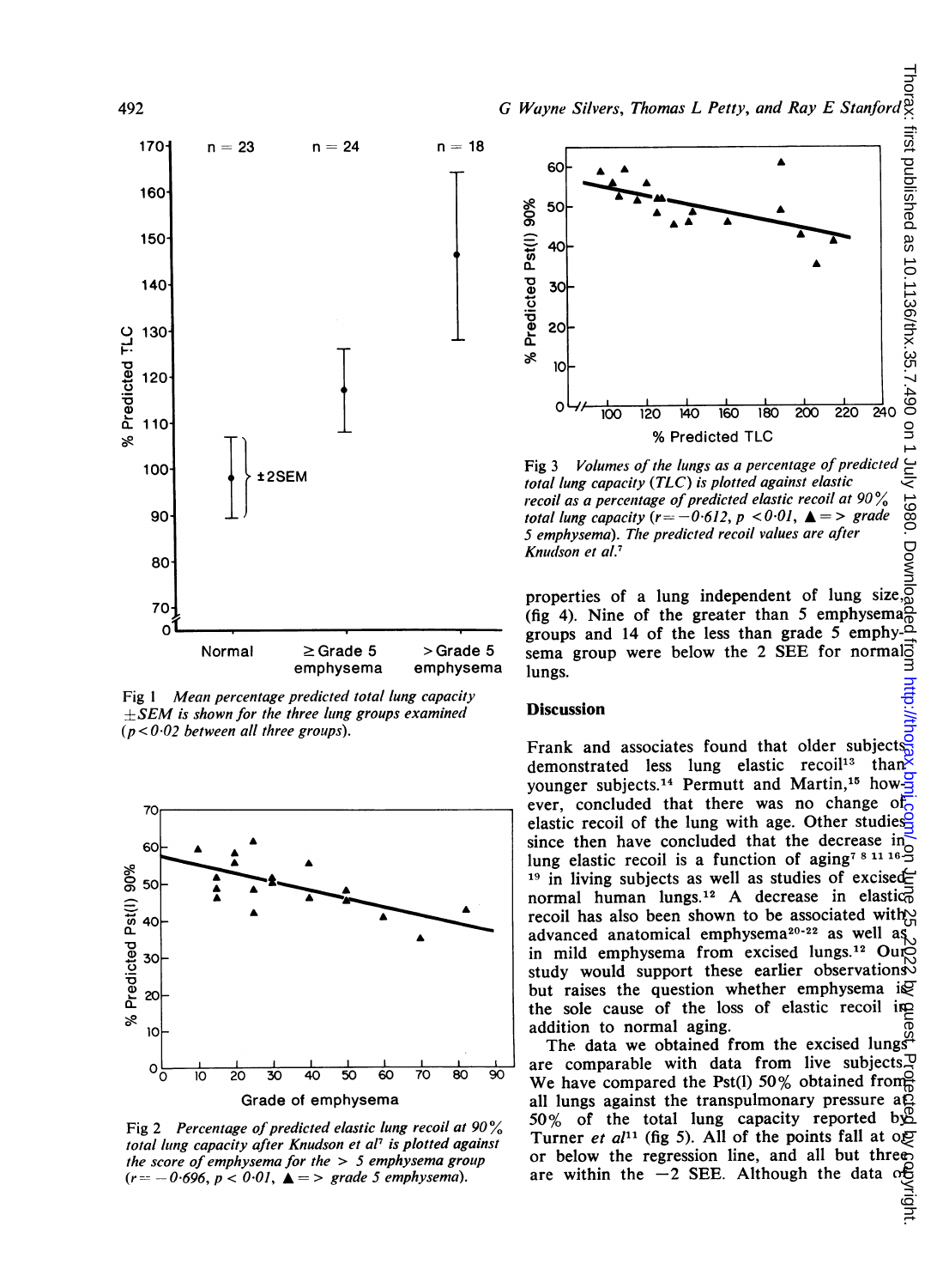Fig 1 *Mean percentage predicted total lung capacity ±SEM is shown for the three lung groups examined (p<0·02 between all three groups).*

Fig 2 *Percentage of predicted elastic lung recoil at 90% total lung capacity after Knudson et al[7] is plotted against the score of emphysema for the > 5 emphysema group (r = −0·696, p < 0·01, ▲ = > grade 5 emphysema).*

Fig 3 *Volumes of the lungs as a percentage of predicted total lung capacity (TLC) is plotted against elastic recoil as a percentage of predicted elastic recoil at 90% total lung capacity (r = −0·612, p < 0·01, ▲ = > grade 5 emphysema). The predicted recoil values are after Knudson et al.[7]*

properties of a lung independent of lung size (fig 4). Nine of the greater than 5 emphysema groups and 14 of the less than grade 5 emphysema group were below the 2 SEE for normal lungs.

## Discussion

Frank and associates found that older subjects demonstrated less lung elastic recoil[13] than younger subjects.[14] Permutt and Martin,[15] however, concluded that there was no change of elastic recoil of the lung with age. Other studies since then have concluded that the decrease in lung elastic recoil is a function of aging[7 8 11 16-19] in living subjects as well as studies of excised normal human lungs.[12] A decrease in elastic recoil has also been shown to be associated with advanced anatomical emphysema[20-22] as well as in mild emphysema from excised lungs.[12] Our study would support these earlier observations but raises the question whether emphysema is the sole cause of the loss of elastic recoil in addition to normal aging.

The data we obtained from the excised lungs are comparable with data from live subjects. We have compared the Pst(l) 50% obtained from all lungs against the transpulmonary pressure at 50% of the total lung capacity reported by Turner et al[11] (fig 5). All of the points fall at or below the regression line, and all but three are within the −2 SEE. Although the data of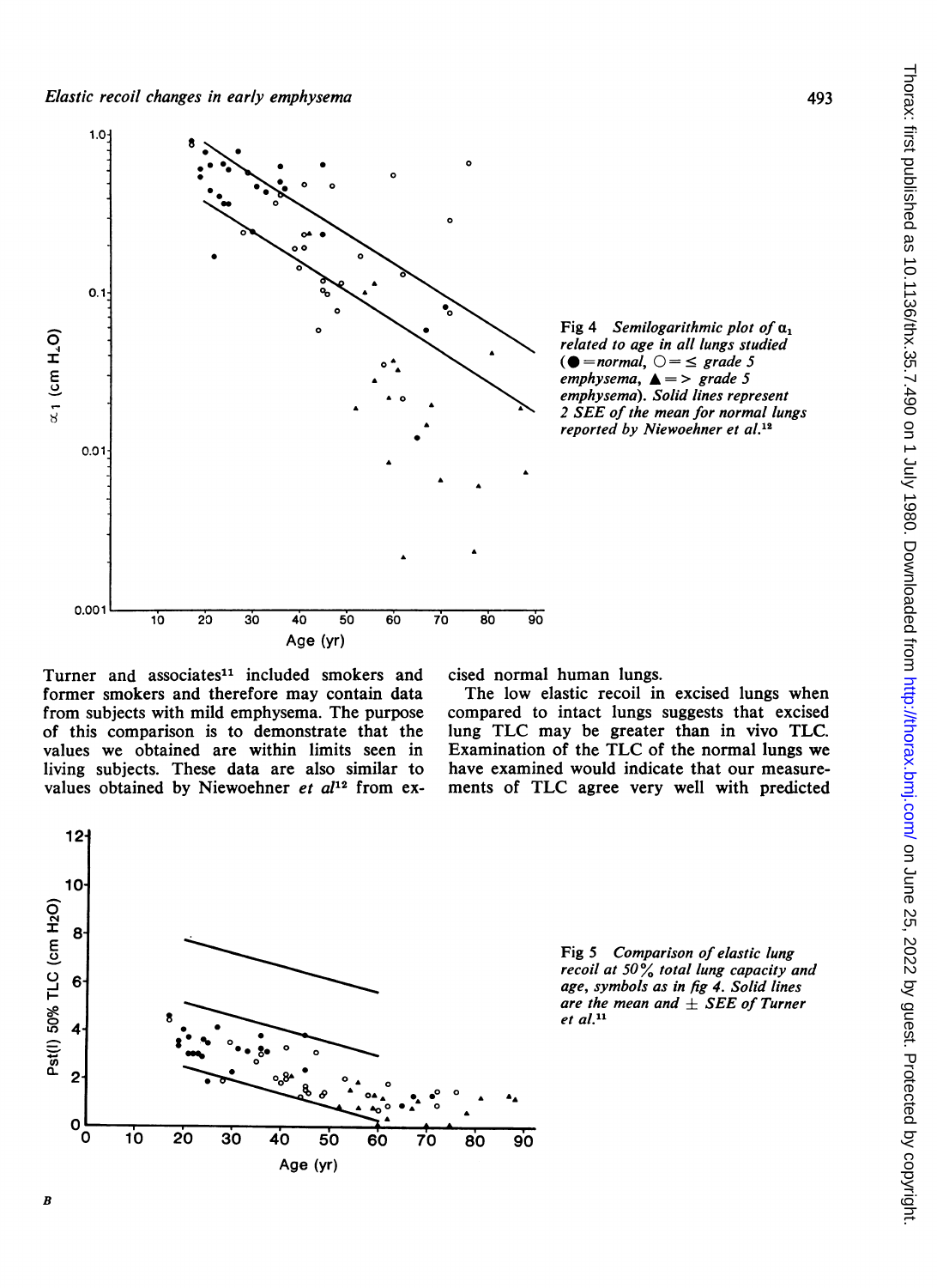Fig 4 *Semilogarithmic plot of $\alpha_1$ related to age in all lungs studied (● = normal, ○ = ≤ grade 5 emphysema, ▲ = > grade 5 emphysema). Solid lines represent 2 SEE of the mean for normal lungs reported by Niewoehner et al.*[12]

Turner and associates[11] included smokers and former smokers and therefore may contain data from subjects with mild emphysema. The purpose of this comparison is to demonstrate that the values we obtained are within limits seen in living subjects. These data are also similar to values obtained by Niewoehner *et al*[12] from excised normal human lungs.

The low elastic recoil in excised lungs when compared to intact lungs suggests that excised lung TLC may be greater than in vivo TLC. Examination of the TLC of the normal lungs we have examined would indicate that our measurements of TLC agree very well with predicted

Fig 5 *Comparison of elastic lung recoil at 50% total lung capacity and age, symbols as in fig 4. Solid lines are the mean and ± SEE of Turner et al.*[11]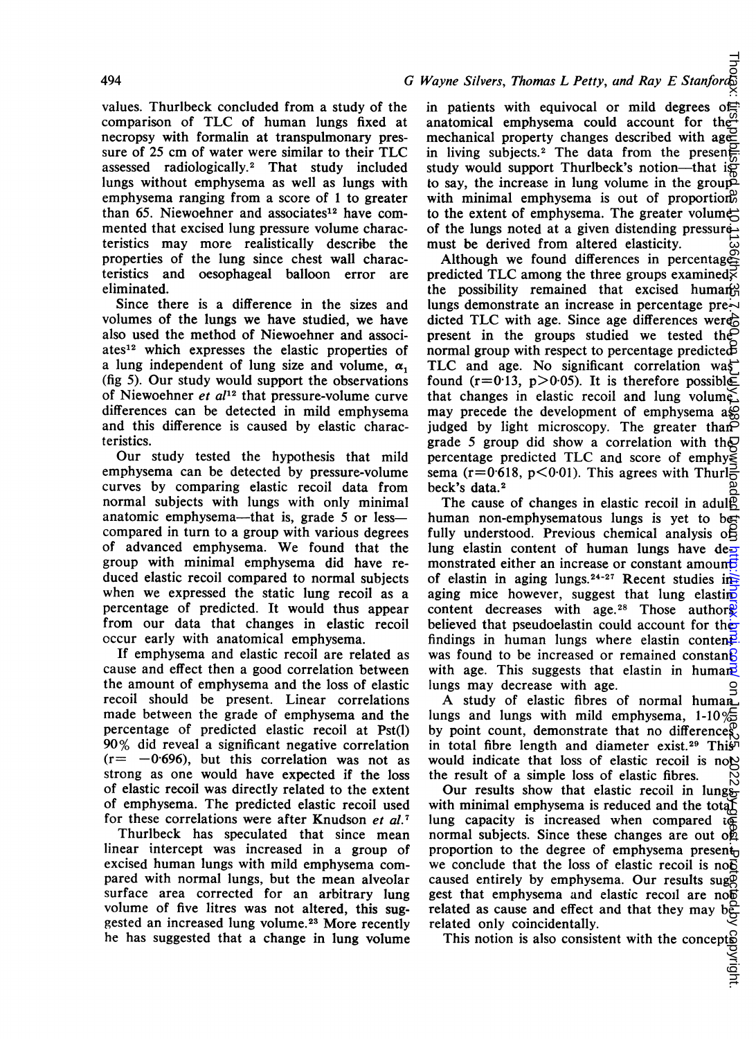values. Thurlbeck concluded from a study of the comparison of TLC of human lungs fixed at necropsy with formalin at transpulmonary pressure of 25 cm of water were similar to their TLC assessed radiologically.[2] That study included lungs without emphysema as well as lungs with emphysema ranging from a score of 1 to greater than 65. Niewoehner and associates[12] have commented that excised lung pressure volume characteristics may more realistically describe the properties of the lung since chest wall characteristics and oesophageal balloon error are eliminated.

Since there is a difference in the sizes and volumes of the lungs we have studied, we have also used the method of Niewoehner and associates[12] which expresses the elastic properties of a lung independent of lung size and volume, $\alpha_1$ (fig 5). Our study would support the observations of Niewoehner *et al*[12] that pressure-volume curve differences can be detected in mild emphysema and this difference is caused by elastic characteristics.

Our study tested the hypothesis that mild emphysema can be detected by pressure-volume curves by comparing elastic recoil data from normal subjects with lungs with only minimal anatomic emphysema—that is, grade 5 or less—compared in turn to a group with various degrees of advanced emphysema. We found that the group with minimal emphysema did have reduced elastic recoil compared to normal subjects when we expressed the static lung recoil as a percentage of predicted. It would thus appear from our data that changes in elastic recoil occur early with anatomical emphysema.

If emphysema and elastic recoil are related as cause and effect then a good correlation between the amount of emphysema and the loss of elastic recoil should be present. Linear correlations made between the grade of emphysema and the percentage of predicted elastic recoil at Pst(l) 90% did reveal a significant negative correlation ($r = -0.696$), but this correlation was not as strong as one would have expected if the loss of elastic recoil was directly related to the extent of emphysema. The predicted elastic recoil used for these correlations were after Knudson *et al.*[7]

Thurlbeck has speculated that since mean linear intercept was increased in a group of excised human lungs with mild emphysema compared with normal lungs, but the mean alveolar surface area corrected for an arbitrary lung volume of five litres was not altered, this suggested an increased lung volume.[23] More recently he has suggested that a change in lung volume in patients with equivocal or mild degrees of anatomical emphysema could account for the mechanical property changes described with age in living subjects.[2] The data from the present study would support Thurlbeck's notion—that is to say, the increase in lung volume in the group with minimal emphysema is out of proportion to the extent of emphysema. The greater volume of the lungs noted at a given distending pressure must be derived from altered elasticity.

Although we found differences in percentage predicted TLC among the three groups examined, the possibility remained that excised human lungs demonstrate an increase in percentage predicted TLC with age. Since age differences were present in the groups studied we tested the normal group with respect to percentage predicted TLC and age. No significant correlation was found ($r = 0.13$, $p > 0.05$). It is therefore possible that changes in elastic recoil and lung volume may precede the development of emphysema as judged by light microscopy. The greater than grade 5 group did show a correlation with the percentage predicted TLC and score of emphysema ($r = 0.618$, $p < 0.01$). This agrees with Thurlbeck's data.[2]

The cause of changes in elastic recoil in adult human non-emphysematous lungs is yet to be fully understood. Previous chemical analysis of lung elastin content of human lungs have demonstrated either an increase or constant amount of elastin in aging lungs.[24-27] Recent studies in aging mice however, suggest that lung elastin content decreases with age.[28] Those authors believed that pseudoelastin could account for the findings in human lungs where elastin content was found to be increased or remained constant with age. This suggests that elastin in human lungs may decrease with age.

A study of elastic fibres of normal human lungs and lungs with mild emphysema, 1-10% by point count, demonstrate that no differences in total fibre length and diameter exist.[29] This would indicate that loss of elastic recoil is not the result of a simple loss of elastic fibres.

Our results show that elastic recoil in lungs with minimal emphysema is reduced and the total lung capacity is increased when compared to normal subjects. Since these changes are out of proportion to the degree of emphysema present we conclude that the loss of elastic recoil is not caused entirely by emphysema. Our results suggest that emphysema and elastic recoil are not related as cause and effect and that they may be related only coincidentally.

This notion is also consistent with the concept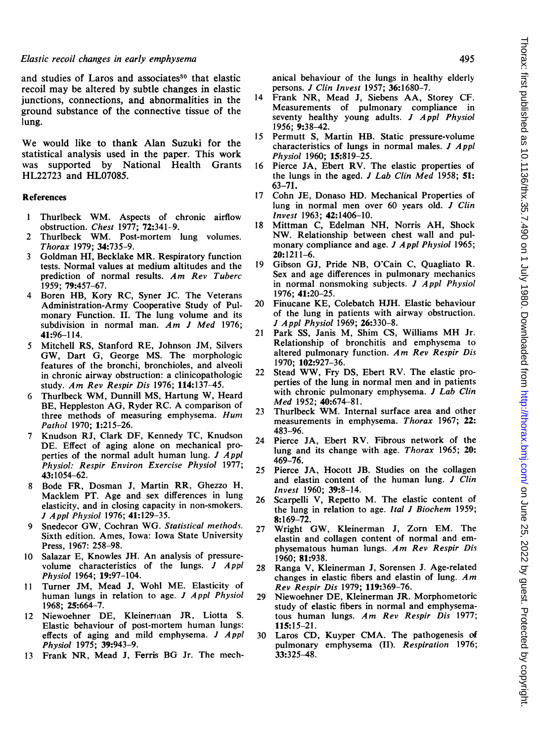and studies of Laros and associates[30] that elastic recoil may be altered by subtle changes in elastic junctions, connections, and abnormalities in the ground substance of the connective tissue of the lung.

We would like to thank Alan Suzuki for the statistical analysis used in the paper. This work was supported by National Health Grants HL22723 and HL07085.

## References

1. Thurlbeck WM. Aspects of chronic airflow obstruction. *Chest* 1977; **72**:341–9.
2. Thurlbeck WM. Post-mortem lung volumes. *Thorax* 1979; **34**:735–9.
3. Goldman HI, Becklake MR. Respiratory function tests. Normal values at medium altitudes and the prediction of normal results. *Am Rev Tuberc* 1959; **79**:457–67.
4. Boren HB, Kory RC, Syner JC. The Veterans Administration-Army Cooperative Study of Pulmonary Function. II. The lung volume and its subdivision in normal man. *Am J Med* 1976; **41**:96–114.
5. Mitchell RS, Stanford RE, Johnson JM, Silvers GW, Dart G, George MS. The morphologic features of the bronchi, bronchioles, and alveoli in chronic airway obstruction: a clinicopathologic study. *Am Rev Respir Dis* 1976; **114**:137–45.
6. Thurlbeck WM, Dunnill MS, Hartung W, Heard BE, Heppleston AG, Ryder RC. A comparison of three methods of measuring emphysema. *Hum Pathol* 1970; **1**:215–26.
7. Knudson RJ, Clark DF, Kennedy TC, Knudson DE. Effect of aging alone on mechanical properties of the normal adult human lung. *J Appl Physiol: Respir Environ Exercise Physiol* 1977; **43**:1054–62.
8. Bode FR, Dosman J, Martin RR, Ghezzo H, Macklem PT. Age and sex differences in lung elasticity, and in closing capacity in non-smokers. *J Appl Physiol* 1976; **41**:129–35.
9. Snedecor GW, Cochran WG. *Statistical methods*. Sixth edition. Ames, Iowa: Iowa State University Press, 1967: 258–98.
10. Salazar E, Knowles JH. An analysis of pressure-volume characteristics of the lungs. *J Appl Physiol* 1964; **19**:97–104.
11. Turner JM, Mead J, Wohl ME. Elasticity of human lungs in relation to age. *J Appl Physiol* 1968; **25**:664–7.
12. Niewoehner DE, Kleinerman JR, Liotta S. Elastic behaviour of post-mortem human lungs: effects of aging and mild emphysema. *J Appl Physiol* 1975; **39**:943–9.
13. Frank NR, Mead J, Ferris BG Jr. The mechanical behaviour of the lungs in healthy elderly persons. *J Clin Invest* 1957; **36**:1680–7.
14. Frank NR, Mead J, Siebens AA, Storey CF. Measurements of pulmonary compliance in seventy healthy young adults. *J Appl Physiol* 1956; **9**:38–42.
15. Permutt S, Martin HB. Static pressure-volume characteristics of lungs in normal males. *J Appl Physiol* 1960; **15**:819–25.
16. Pierce JA, Ebert RV. The elastic properties of the lungs in the aged. *J Lab Clin Med* 1958; **51**:63–71.
17. Cohn JE, Donaso HD. Mechanical Properties of lung in normal men over 60 years old. *J Clin Invest* 1963; **42**:1406–10.
18. Mittman C, Edelman NH, Norris AH, Shock NW. Relationship between chest wall and pulmonary compliance and age. *J Appl Physiol* 1965; **20**:1211–6.
19. Gibson GJ, Pride NB, O'Cain C, Quagliato R. Sex and age differences in pulmonary mechanics in normal nonsmoking subjects. *J Appl Physiol* 1976; **41**:20–25.
20. Finucane KE, Colebatch HJH. Elastic behaviour of the lung in patients with airway obstruction. *J Appl Physiol* 1969; **26**:330–8.
21. Park SS, Janis M, Shim CS, Williams MH Jr. Relationship of bronchitis and emphysema to altered pulmonary function. *Am Rev Respir Dis* 1970; **102**:927–36.
22. Stead WW, Fry DS, Ebert RV. The elastic properties of the lung in normal men and in patients with chronic pulmonary emphysema. *J Lab Clin Med* 1952; **40**:674–81.
23. Thurlbeck WM. Internal surface area and other measurements in emphysema. *Thorax* 1967; **22**:483–96.
24. Pierce JA, Ebert RV. Fibrous network of the lung and its change with age. *Thorax* 1965; **20**:469–76.
25. Pierce JA, Hocott JB. Studies on the collagen and elastin content of the human lung. *J Clin Invest* 1960; **39**:8–14.
26. Scarpelli V, Repetto M. The elastic content of the lung in relation to age. *Ital J Biochem* 1959; **8**:169–72.
27. Wright GW, Kleinerman J, Zorn EM. The elastin and collagen content of normal and emphysematous human lungs. *Am Rev Respir Dis* 1960; **81**:938.
28. Ranga V, Kleinerman J, Sorensen J. Age-related changes in elastic fibers and elastin of lung. *Am Rev Respir Dis* 1979; **119**:369–76.
29. Niewoehner DE, Kleinerman JR. Morphometric study of elastic fibers in normal and emphysematous human lungs. *Am Rev Respir Dis* 1977; **115**:15–21.
30. Laros CD, Kuyper CMA. The pathogenesis of pulmonary emphysema (II). *Respiration* 1976; **33**:325–48.